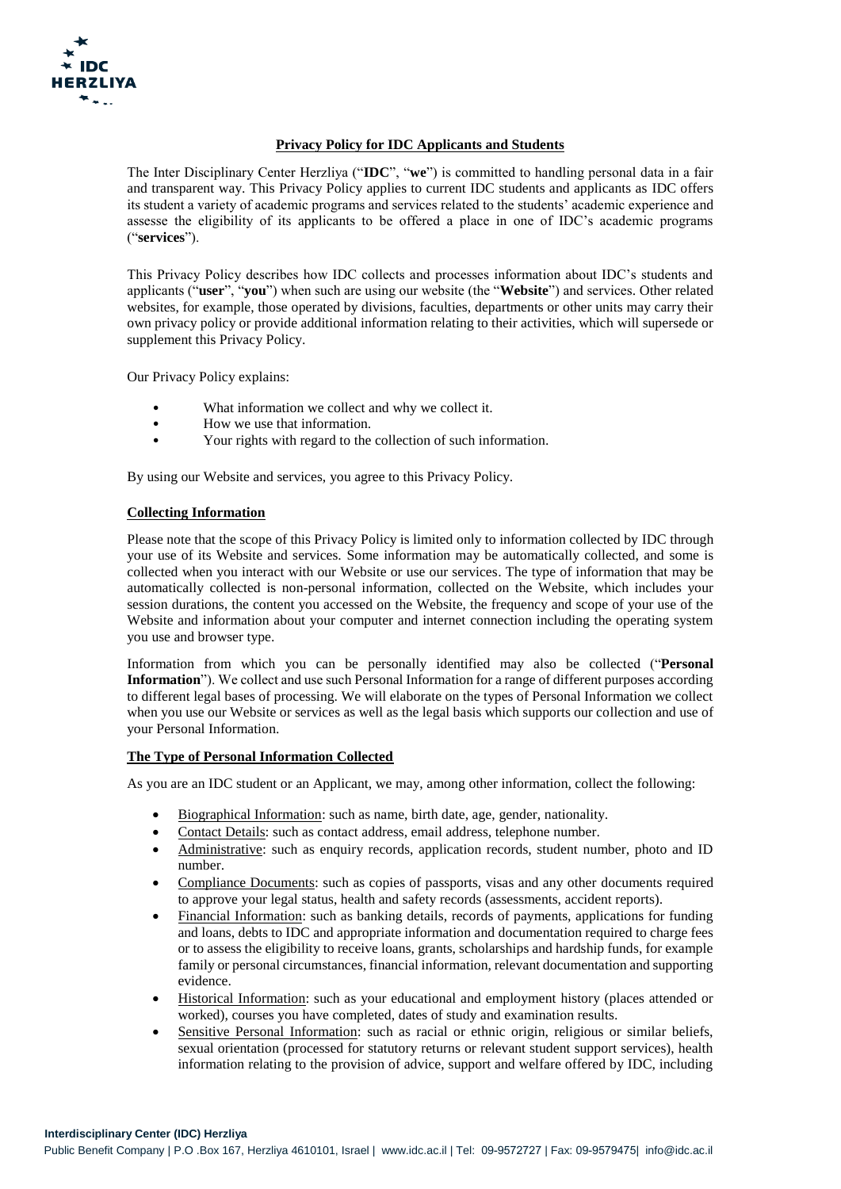**Privacy Policy for IDC Applicants and Students**

The Inter Disciplinary Center Herzliya ("**IDC**", "**we**") is committed to handling personal data in a fair and transparent way. This Privacy Policy applies to current IDC students and applicants as IDC offers its student a variety of academic programs and services related to the students' academic experience and assess the eligibility of its applicants to be offered a place in one of IDC's academic programs ("**services**").

This Privacy Policy describes how IDC collects and processes information about IDC's students and applicants ("**user**", "**you**") when such are using our website (the "**Website**") and services. Other related websites, for example, those operated by divisions, faculties, departments or other units may carry their own privacy policy or provide additional information relating to their activities, which will supersede or supplement this Privacy Policy.

Our Privacy Policy explains:

- What information we collect and why we collect it.
- How we use that information.
- Your rights with regard to the collection of such information.

By using our Website and services, you agree to this Privacy Policy.

**Collecting Information**

Please note that the scope of this Privacy Policy is limited only to information collected by IDC through your use of its Website and services. Some information may be automatically collected, and some is collected when you interact with our Website or use our services. The type of information that may be automatically collected is non-personal information, collected on the Website, which includes your session durations, the content you accessed on the Website, the frequency and scope of your use of the Website and information about your computer and internet connection including the operating system you use and browser type.

Information from which you can be personally identified may also be collected ("**Personal Information**"). We collect and use such Personal Information for a range of different purposes according to different legal bases of processing. We will elaborate on the types of Personal Information we collect when you use our Website or services as well as the legal basis which supports our collection and use of your Personal Information.

**The Type of Personal Information Collected**

As you are an IDC student or an Applicant, we may, among other information, collect the following:

- Biographical Information: such as name, birth date, age, gender, nationality.
- Contact Details: such as contact address, email address, telephone number.
- Administrative: such as enquiry records, application records, student number, photo and ID number.
- Compliance Documents: such as copies of passports, visas and any other documents required to approve your legal status, health and safety records (assessments, accident reports).
- Financial Information: such as banking details, records of payments, applications for funding and loans, debts to IDC and appropriate information and documentation required to charge fees or to assess the eligibility to receive loans, grants, scholarships and hardship funds, for example family or personal circumstances, financial information, relevant documentation and supporting evidence.
- Historical Information: such as your educational and employment history (places attended or worked), courses you have completed, dates of study and examination results.
- Sensitive Personal Information: such as racial or ethnic origin, religious or similar beliefs, sexual orientation (processed for statutory returns or relevant student support services), health information relating to the provision of advice, support and welfare offered by IDC, including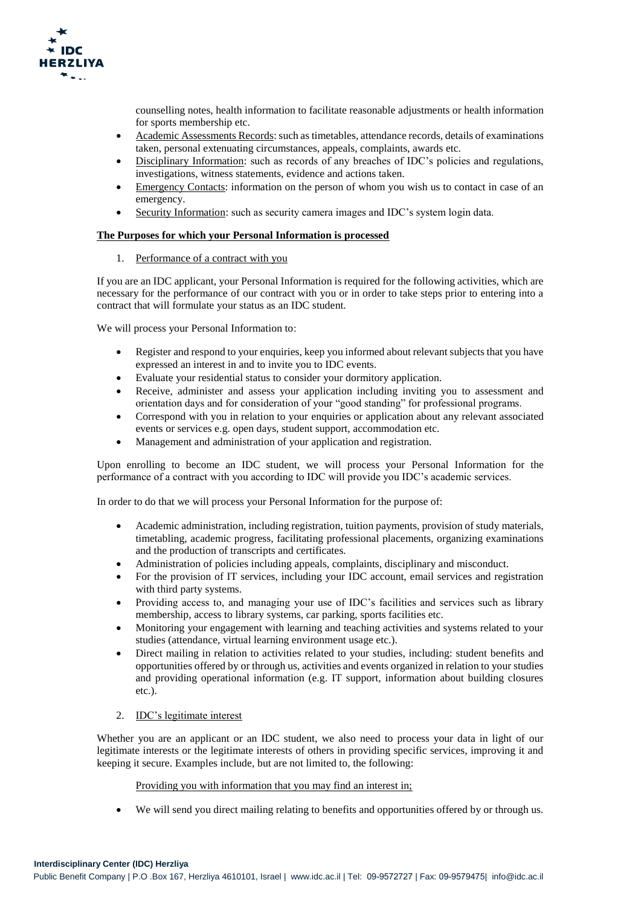counselling notes, health information to facilitate reasonable adjustments or health information for sports membership etc.

- Academic Assessments Records: such as timetables, attendance records, details of examinations taken, personal extenuating circumstances, appeals, complaints, awards etc.
- Disciplinary Information: such as records of any breaches of IDC's policies and regulations, investigations, witness statements, evidence and actions taken.
- Emergency Contacts: information on the person of whom you wish us to contact in case of an emergency.
- Security Information: such as security camera images and IDC's system login data.

**The Purposes for which your Personal Information is processed**

1. Performance of a contract with you

If you are an IDC applicant, your Personal Information is required for the following activities, which are necessary for the performance of our contract with you or in order to take steps prior to entering into a contract that will formulate your status as an IDC student.

We will process your Personal Information to:

- Register and respond to your enquiries, keep you informed about relevant subjects that you have expressed an interest in and to invite you to IDC events.
- Evaluate your residential status to consider your dormitory application.
- Receive, administer and assess your application including inviting you to assessment and orientation days and for consideration of your "good standing" for professional programs.
- Correspond with you in relation to your enquiries or application about any relevant associated events or services e.g. open days, student support, accommodation etc.
- Management and administration of your application and registration.

Upon enrolling to become an IDC student, we will process your Personal Information for the performance of a contract with you according to IDC will provide you IDC's academic services.

In order to do that we will process your Personal Information for the purpose of:

- Academic administration, including registration, tuition payments, provision of study materials, timetabling, academic progress, facilitating professional placements, organizing examinations and the production of transcripts and certificates.
- Administration of policies including appeals, complaints, disciplinary and misconduct.
- For the provision of IT services, including your IDC account, email services and registration with third party systems.
- Providing access to, and managing your use of IDC's facilities and services such as library membership, access to library systems, car parking, sports facilities etc.
- Monitoring your engagement with learning and teaching activities and systems related to your studies (attendance, virtual learning environment usage etc.).
- Direct mailing in relation to activities related to your studies, including: student benefits and opportunities offered by or through us, activities and events organized in relation to your studies and providing operational information (e.g. IT support, information about building closures etc.).

2. IDC's legitimate interest

Whether you are an applicant or an IDC student, we also need to process your data in light of our legitimate interests or the legitimate interests of others in providing specific services, improving it and keeping it secure. Examples include, but are not limited to, the following:

Providing you with information that you may find an interest in;

- We will send you direct mailing relating to benefits and opportunities offered by or through us.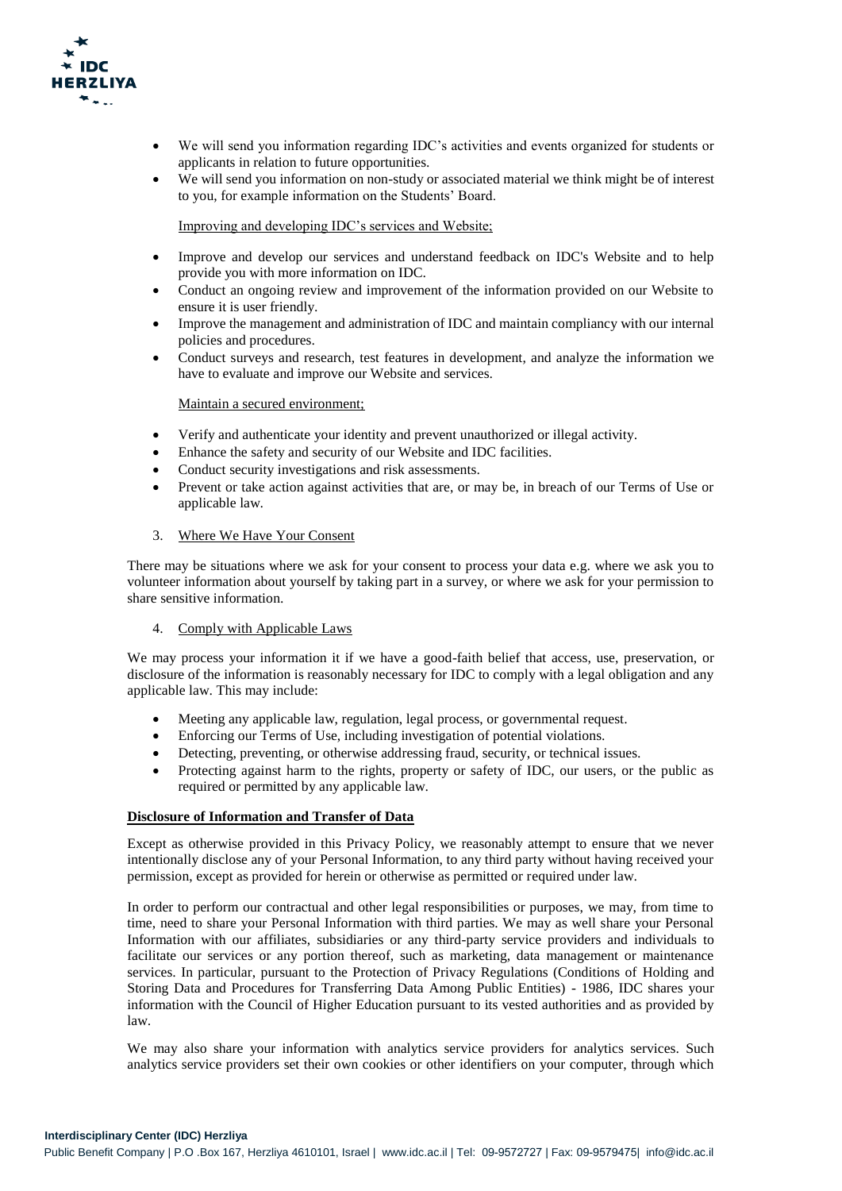- We will send you information regarding IDC's activities and events organized for students or applicants in relation to future opportunities.
- We will send you information on non-study or associated material we think might be of interest to you, for example information on the Students' Board.

Improving and developing IDC's services and Website;

- Improve and develop our services and understand feedback on IDC's Website and to help provide you with more information on IDC.
- Conduct an ongoing review and improvement of the information provided on our Website to ensure it is user friendly.
- Improve the management and administration of IDC and maintain compliancy with our internal policies and procedures.
- Conduct surveys and research, test features in development, and analyze the information we have to evaluate and improve our Website and services.

Maintain a secured environment;

- Verify and authenticate your identity and prevent unauthorized or illegal activity.
- Enhance the safety and security of our Website and IDC facilities.
- Conduct security investigations and risk assessments.
- Prevent or take action against activities that are, or may be, in breach of our Terms of Use or applicable law.

3. Where We Have Your Consent

There may be situations where we ask for your consent to process your data e.g. where we ask you to volunteer information about yourself by taking part in a survey, or where we ask for your permission to share sensitive information.

4. Comply with Applicable Laws

We may process your information it if we have a good-faith belief that access, use, preservation, or disclosure of the information is reasonably necessary for IDC to comply with a legal obligation and any applicable law. This may include:

- Meeting any applicable law, regulation, legal process, or governmental request.
- Enforcing our Terms of Use, including investigation of potential violations.
- Detecting, preventing, or otherwise addressing fraud, security, or technical issues.
- Protecting against harm to the rights, property or safety of IDC, our users, or the public as required or permitted by any applicable law.

**Disclosure of Information and Transfer of Data**

Except as otherwise provided in this Privacy Policy, we reasonably attempt to ensure that we never intentionally disclose any of your Personal Information, to any third party without having received your permission, except as provided for herein or otherwise as permitted or required under law.

In order to perform our contractual and other legal responsibilities or purposes, we may, from time to time, need to share your Personal Information with third parties. We may as well share your Personal Information with our affiliates, subsidiaries or any third-party service providers and individuals to facilitate our services or any portion thereof, such as marketing, data management or maintenance services. In particular, pursuant to the Protection of Privacy Regulations (Conditions of Holding and Storing Data and Procedures for Transferring Data Among Public Entities) - 1986, IDC shares your information with the Council of Higher Education pursuant to its vested authorities and as provided by law.

We may also share your information with analytics service providers for analytics services. Such analytics service providers set their own cookies or other identifiers on your computer, through which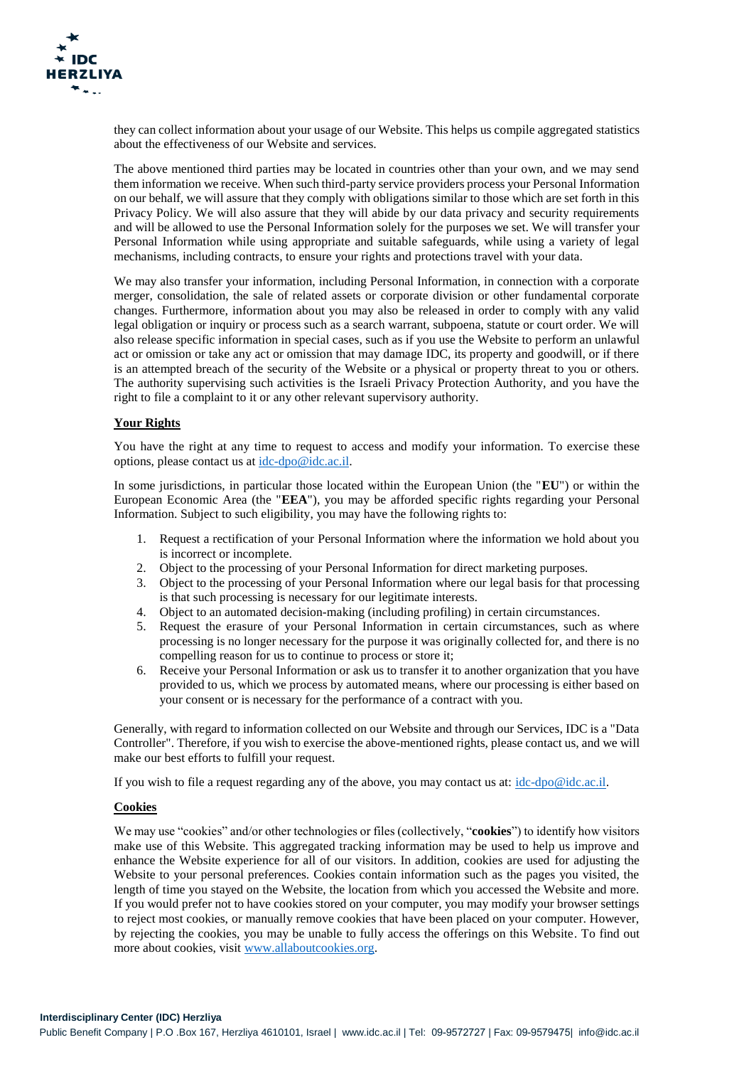they can collect information about your usage of our Website. This helps us compile aggregated statistics about the effectiveness of our Website and services.

The above mentioned third parties may be located in countries other than your own, and we may send them information we receive. When such third-party service providers process your Personal Information on our behalf, we will assure that they comply with obligations similar to those which are set forth in this Privacy Policy. We will also assure that they will abide by our data privacy and security requirements and will be allowed to use the Personal Information solely for the purposes we set. We will transfer your Personal Information while using appropriate and suitable safeguards, while using a variety of legal mechanisms, including contracts, to ensure your rights and protections travel with your data.

We may also transfer your information, including Personal Information, in connection with a corporate merger, consolidation, the sale of related assets or corporate division or other fundamental corporate changes. Furthermore, information about you may also be released in order to comply with any valid legal obligation or inquiry or process such as a search warrant, subpoena, statute or court order. We will also release specific information in special cases, such as if you use the Website to perform an unlawful act or omission or take any act or omission that may damage IDC, its property and goodwill, or if there is an attempted breach of the security of the Website or a physical or property threat to you or others. The authority supervising such activities is the Israeli Privacy Protection Authority, and you have the right to file a complaint to it or any other relevant supervisory authority.

**Your Rights**

You have the right at any time to request to access and modify your information. To exercise these options, please contact us at idc-dpo@idc.ac.il.

In some jurisdictions, in particular those located within the European Union (the "**EU**") or within the European Economic Area (the "**EEA**"), you may be afforded specific rights regarding your Personal Information. Subject to such eligibility, you may have the following rights to:

1. Request a rectification of your Personal Information where the information we hold about you is incorrect or incomplete.
2. Object to the processing of your Personal Information for direct marketing purposes.
3. Object to the processing of your Personal Information where our legal basis for that processing is that such processing is necessary for our legitimate interests.
4. Object to an automated decision-making (including profiling) in certain circumstances.
5. Request the erasure of your Personal Information in certain circumstances, such as where processing is no longer necessary for the purpose it was originally collected for, and there is no compelling reason for us to continue to process or store it;
6. Receive your Personal Information or ask us to transfer it to another organization that you have provided to us, which we process by automated means, where our processing is either based on your consent or is necessary for the performance of a contract with you.

Generally, with regard to information collected on our Website and through our Services, IDC is a "Data Controller". Therefore, if you wish to exercise the above-mentioned rights, please contact us, and we will make our best efforts to fulfill your request.

If you wish to file a request regarding any of the above, you may contact us at: idc-dpo@idc.ac.il.

**Cookies**

We may use "cookies" and/or other technologies or files (collectively, "**cookies**") to identify how visitors make use of this Website. This aggregated tracking information may be used to help us improve and enhance the Website experience for all of our visitors. In addition, cookies are used for adjusting the Website to your personal preferences. Cookies contain information such as the pages you visited, the length of time you stayed on the Website, the location from which you accessed the Website and more. If you would prefer not to have cookies stored on your computer, you may modify your browser settings to reject most cookies, or manually remove cookies that have been placed on your computer. However, by rejecting the cookies, you may be unable to fully access the offerings on this Website. To find out more about cookies, visit www.allaboutcookies.org.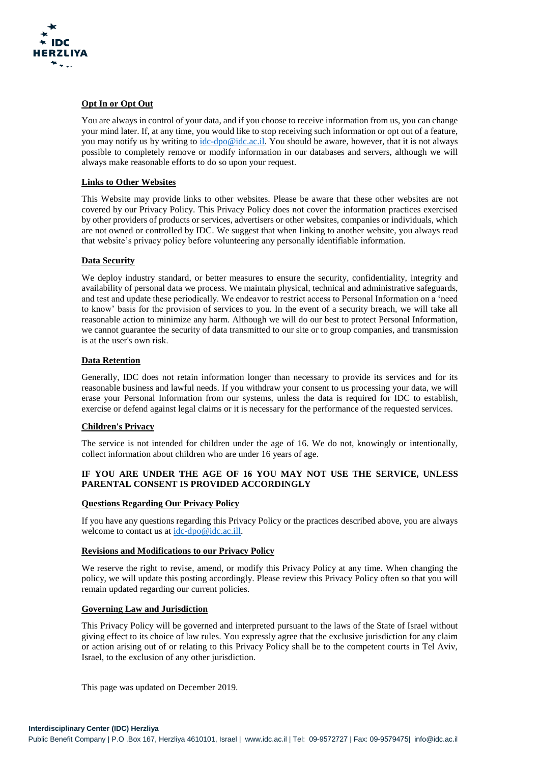**Opt In or Opt Out**

You are always in control of your data, and if you choose to receive information from us, you can change your mind later. If, at any time, you would like to stop receiving such information or opt out of a feature, you may notify us by writing to idc-dpo@idc.ac.il. You should be aware, however, that it is not always possible to completely remove or modify information in our databases and servers, although we will always make reasonable efforts to do so upon your request.

**Links to Other Websites**

This Website may provide links to other websites. Please be aware that these other websites are not covered by our Privacy Policy. This Privacy Policy does not cover the information practices exercised by other providers of products or services, advertisers or other websites, companies or individuals, which are not owned or controlled by IDC. We suggest that when linking to another website, you always read that website's privacy policy before volunteering any personally identifiable information.

**Data Security**

We deploy industry standard, or better measures to ensure the security, confidentiality, integrity and availability of personal data we process. We maintain physical, technical and administrative safeguards, and test and update these periodically. We endeavor to restrict access to Personal Information on a 'need to know' basis for the provision of services to you. In the event of a security breach, we will take all reasonable action to minimize any harm. Although we will do our best to protect Personal Information, we cannot guarantee the security of data transmitted to our site or to group companies, and transmission is at the user's own risk.

**Data Retention**

Generally, IDC does not retain information longer than necessary to provide its services and for its reasonable business and lawful needs. If you withdraw your consent to us processing your data, we will erase your Personal Information from our systems, unless the data is required for IDC to establish, exercise or defend against legal claims or it is necessary for the performance of the requested services.

**Children's Privacy**

The service is not intended for children under the age of 16. We do not, knowingly or intentionally, collect information about children who are under 16 years of age.

**IF YOU ARE UNDER THE AGE OF 16 YOU MAY NOT USE THE SERVICE, UNLESS PARENTAL CONSENT IS PROVIDED ACCORDINGLY**

**Questions Regarding Our Privacy Policy**

If you have any questions regarding this Privacy Policy or the practices described above, you are always welcome to contact us at idc-dpo@idc.ac.ill.

**Revisions and Modifications to our Privacy Policy**

We reserve the right to revise, amend, or modify this Privacy Policy at any time. When changing the policy, we will update this posting accordingly. Please review this Privacy Policy often so that you will remain updated regarding our current policies.

**Governing Law and Jurisdiction**

This Privacy Policy will be governed and interpreted pursuant to the laws of the State of Israel without giving effect to its choice of law rules. You expressly agree that the exclusive jurisdiction for any claim or action arising out of or relating to this Privacy Policy shall be to the competent courts in Tel Aviv, Israel, to the exclusion of any other jurisdiction.

This page was updated on December 2019.